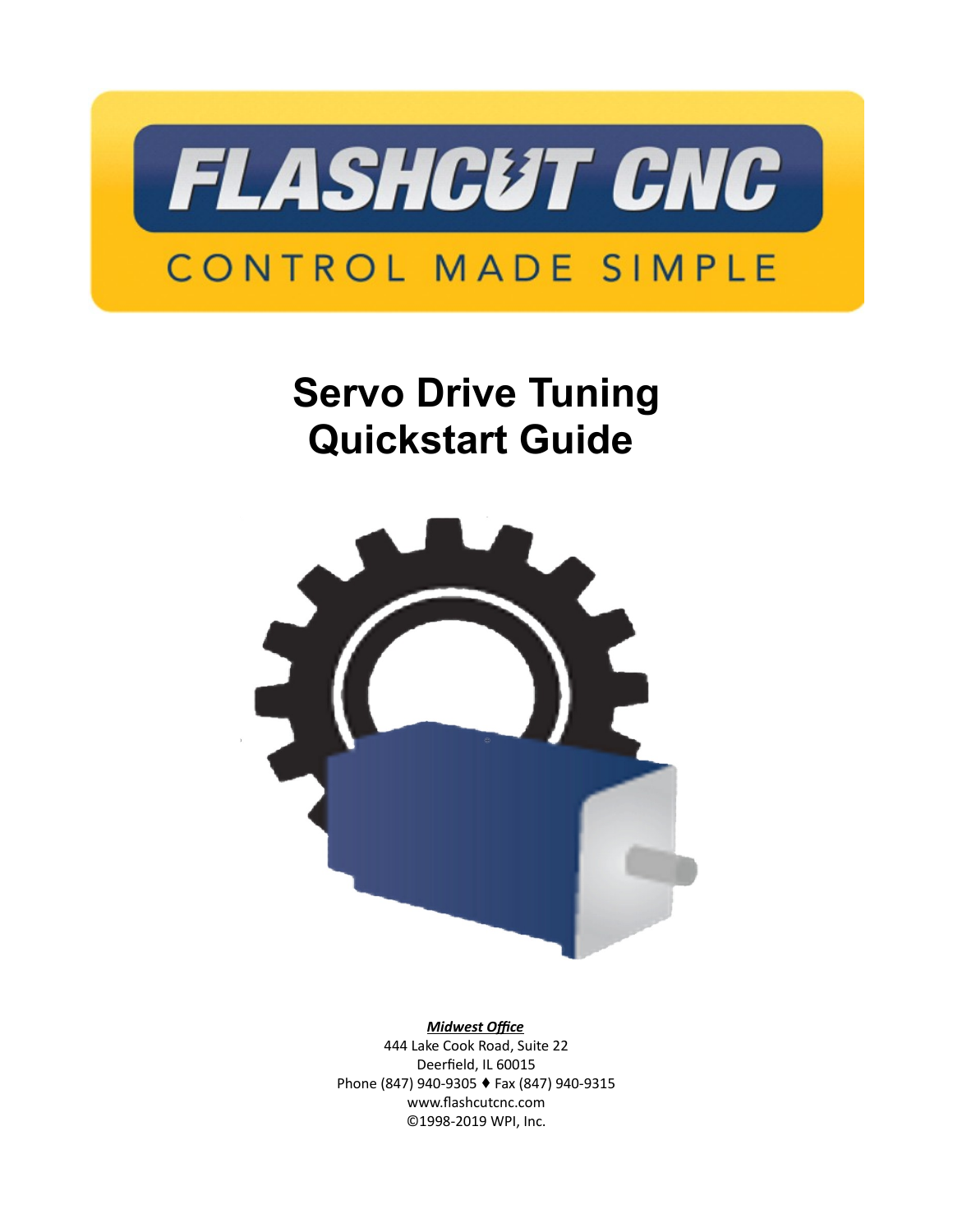# FLASHCUT CNC

CONTROL MADE SIMPLE

# Servo Drive Tuning Quickstart Guide

***Midwest Office***

444 Lake Cook Road, Suite 22
Deerfield, IL 60015
Phone (847) 940-9305 ♦ Fax (847) 940-9315
www.flashcutcnc.com
©1998-2019 WPI, Inc.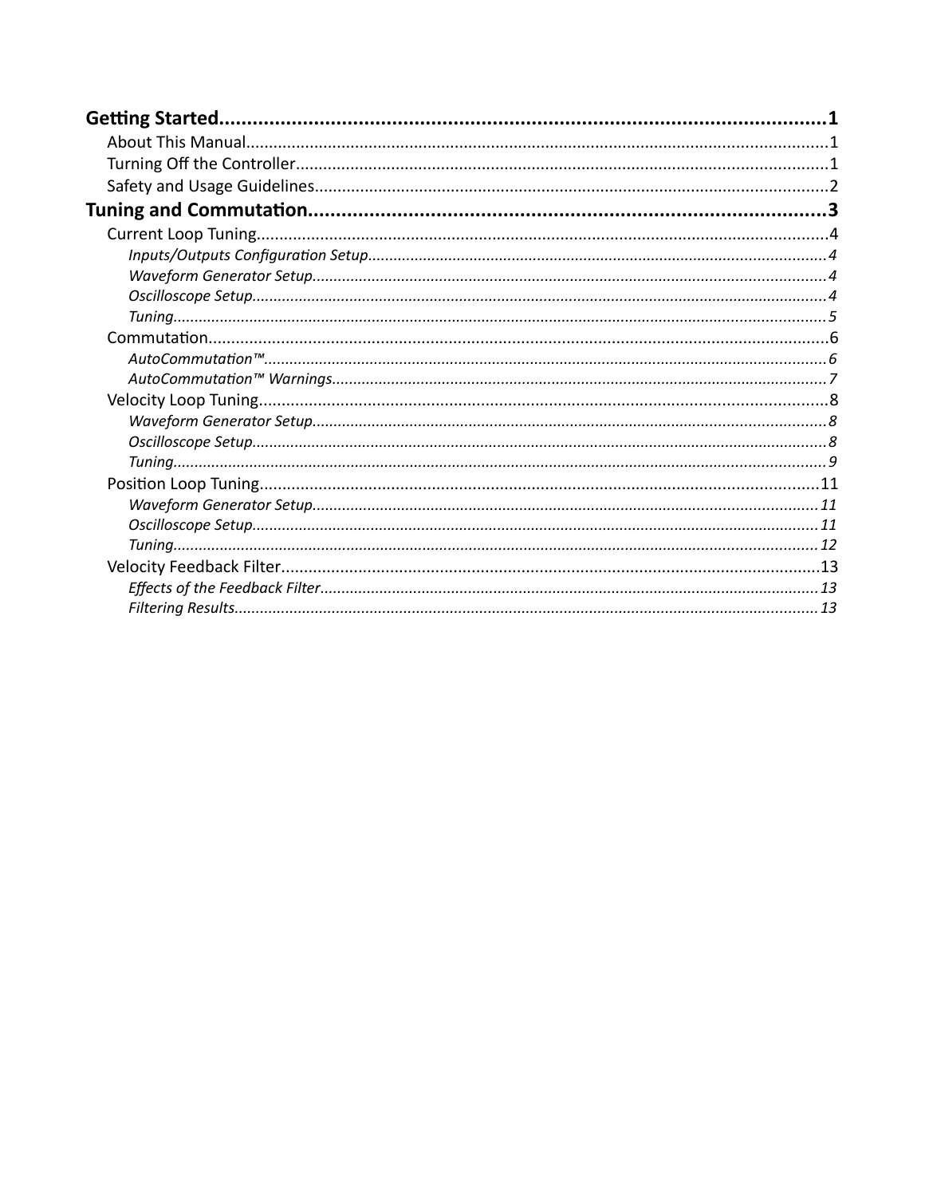**Getting Started** ........................................ **1**

- About This Manual ........................................ 1
- Turning Off the Controller ........................................ 1
- Safety and Usage Guidelines ........................................ 2

**Tuning and Commutation** ........................................ **3**

- Current Loop Tuning ........................................ 4
  - *Inputs/Outputs Configuration Setup* ........................................ *4*
  - *Waveform Generator Setup* ........................................ *4*
  - *Oscilloscope Setup* ........................................ *4*
  - *Tuning* ........................................ *5*
- Commutation ........................................ 6
  - *AutoCommutation™* ........................................ *6*
  - *AutoCommutation™ Warnings* ........................................ *7*
- Velocity Loop Tuning ........................................ 8
  - *Waveform Generator Setup* ........................................ *8*
  - *Oscilloscope Setup* ........................................ *8*
  - *Tuning* ........................................ *9*
- Position Loop Tuning ........................................ 11
  - *Waveform Generator Setup* ........................................ *11*
  - *Oscilloscope Setup* ........................................ *11*
  - *Tuning* ........................................ *12*
- Velocity Feedback Filter ........................................ 13
  - *Effects of the Feedback Filter* ........................................ *13*
  - *Filtering Results* ........................................ *13*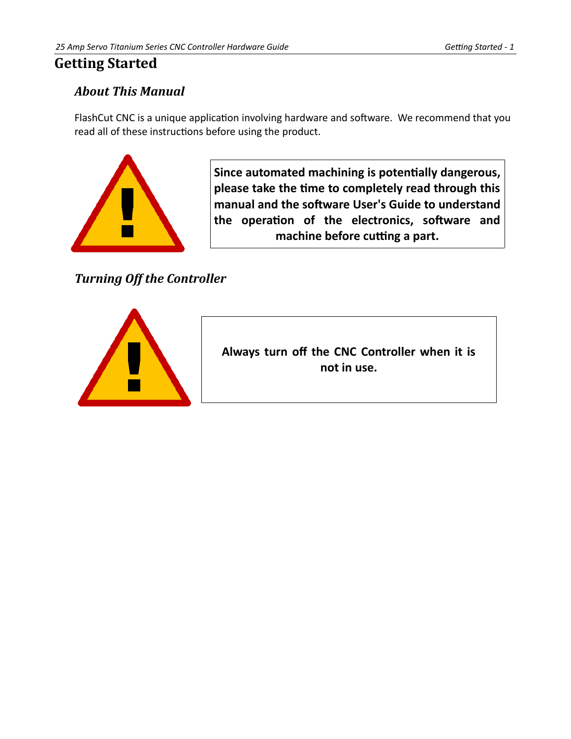# Getting Started

## *About This Manual*

FlashCut CNC is a unique application involving hardware and software. We recommend that you read all of these instructions before using the product.

**Since automated machining is potentially dangerous, please take the time to completely read through this manual and the software User's Guide to understand the operation of the electronics, software and machine before cutting a part.**

## *Turning Off the Controller*

**Always turn off the CNC Controller when it is not in use.**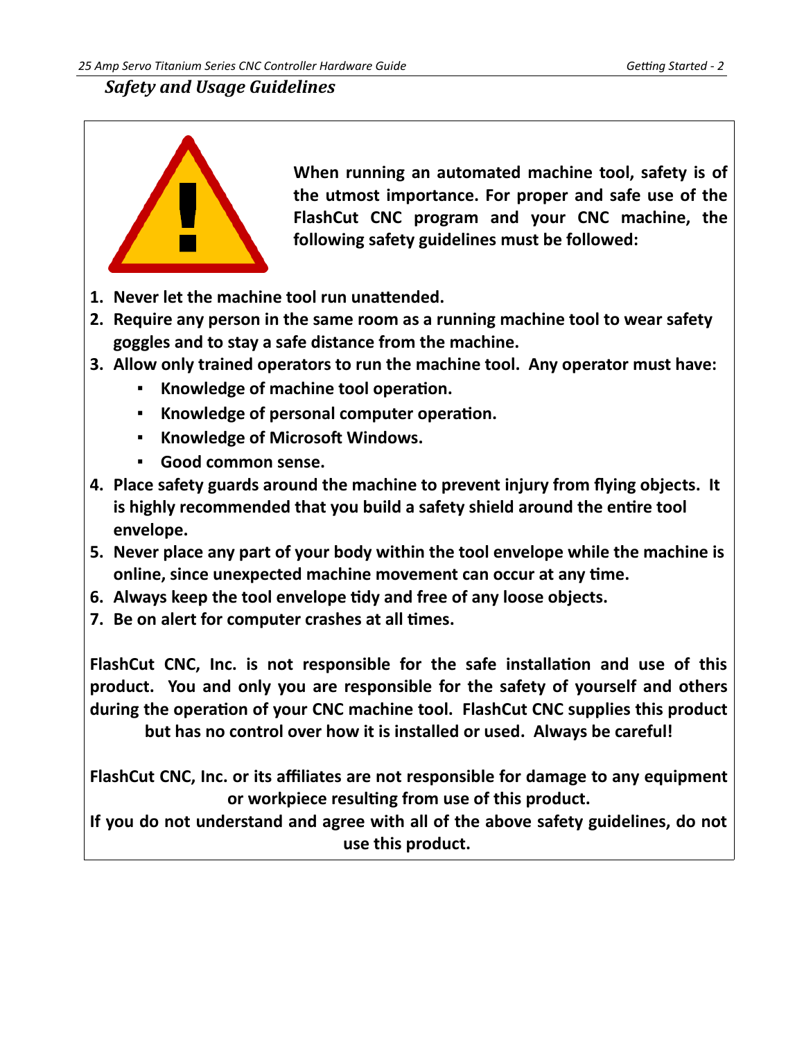## *Safety and Usage Guidelines*

**When running an automated machine tool, safety is of the utmost importance. For proper and safe use of the FlashCut CNC program and your CNC machine, the following safety guidelines must be followed:**

1. **Never let the machine tool run unattended.**
2. **Require any person in the same room as a running machine tool to wear safety goggles and to stay a safe distance from the machine.**
3. **Allow only trained operators to run the machine tool. Any operator must have:**
    - **Knowledge of machine tool operation.**
    - **Knowledge of personal computer operation.**
    - **Knowledge of Microsoft Windows.**
    - **Good common sense.**
4. **Place safety guards around the machine to prevent injury from flying objects. It is highly recommended that you build a safety shield around the entire tool envelope.**
5. **Never place any part of your body within the tool envelope while the machine is online, since unexpected machine movement can occur at any time.**
6. **Always keep the tool envelope tidy and free of any loose objects.**
7. **Be on alert for computer crashes at all times.**

**FlashCut CNC, Inc. is not responsible for the safe installation and use of this product. You and only you are responsible for the safety of yourself and others during the operation of your CNC machine tool. FlashCut CNC supplies this product but has no control over how it is installed or used. Always be careful!**

**FlashCut CNC, Inc. or its affiliates are not responsible for damage to any equipment or workpiece resulting from use of this product.**

**If you do not understand and agree with all of the above safety guidelines, do not use this product.**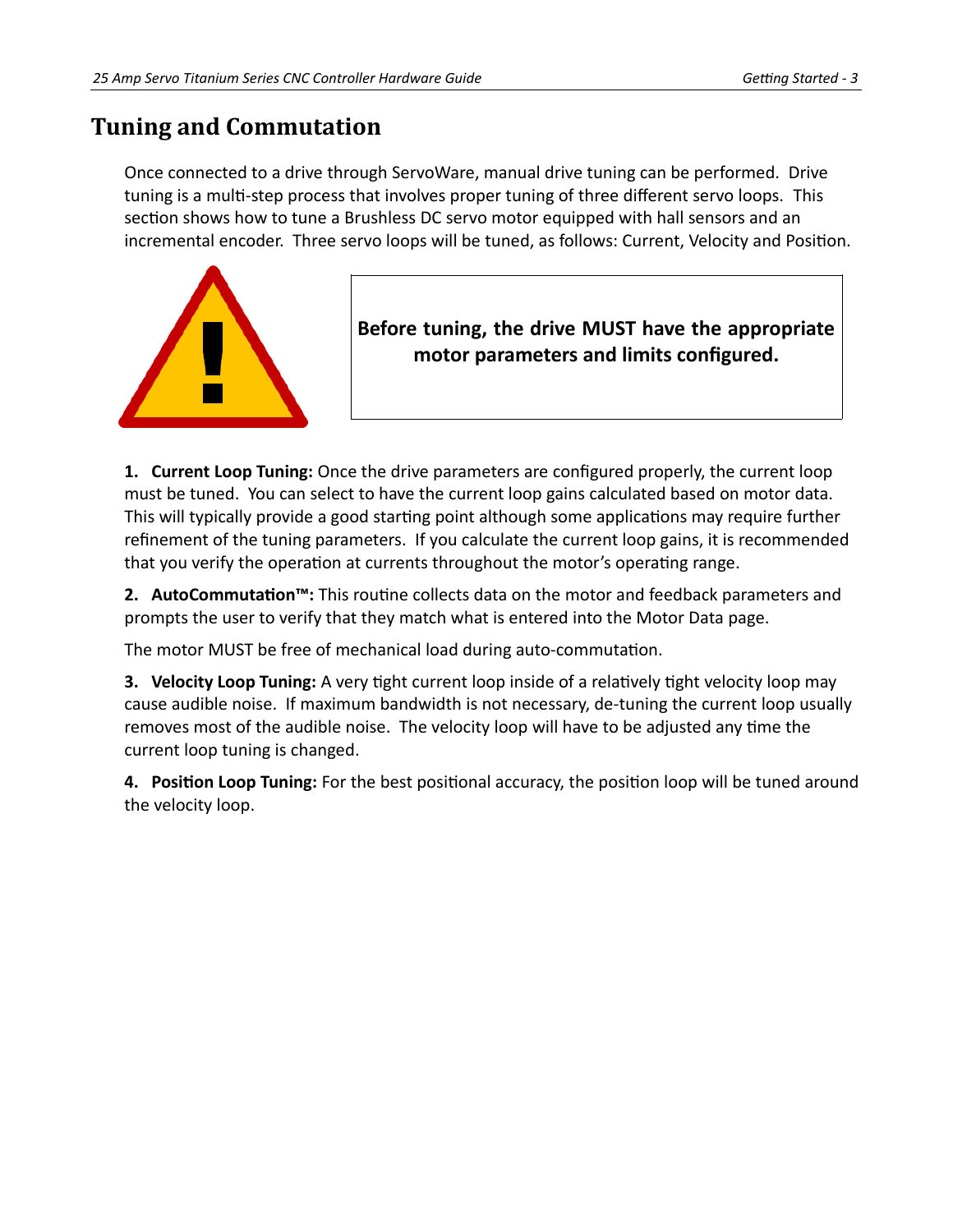## Tuning and Commutation

Once connected to a drive through ServoWare, manual drive tuning can be performed. Drive tuning is a multi-step process that involves proper tuning of three different servo loops. This section shows how to tune a Brushless DC servo motor equipped with hall sensors and an incremental encoder. Three servo loops will be tuned, as follows: Current, Velocity and Position.

**Before tuning, the drive MUST have the appropriate motor parameters and limits configured.**

**1. Current Loop Tuning:** Once the drive parameters are configured properly, the current loop must be tuned. You can select to have the current loop gains calculated based on motor data. This will typically provide a good starting point although some applications may require further refinement of the tuning parameters. If you calculate the current loop gains, it is recommended that you verify the operation at currents throughout the motor's operating range.

**2. AutoCommutation™:** This routine collects data on the motor and feedback parameters and prompts the user to verify that they match what is entered into the Motor Data page.

The motor MUST be free of mechanical load during auto-commutation.

**3. Velocity Loop Tuning:** A very tight current loop inside of a relatively tight velocity loop may cause audible noise. If maximum bandwidth is not necessary, de-tuning the current loop usually removes most of the audible noise. The velocity loop will have to be adjusted any time the current loop tuning is changed.

**4. Position Loop Tuning:** For the best positional accuracy, the position loop will be tuned around the velocity loop.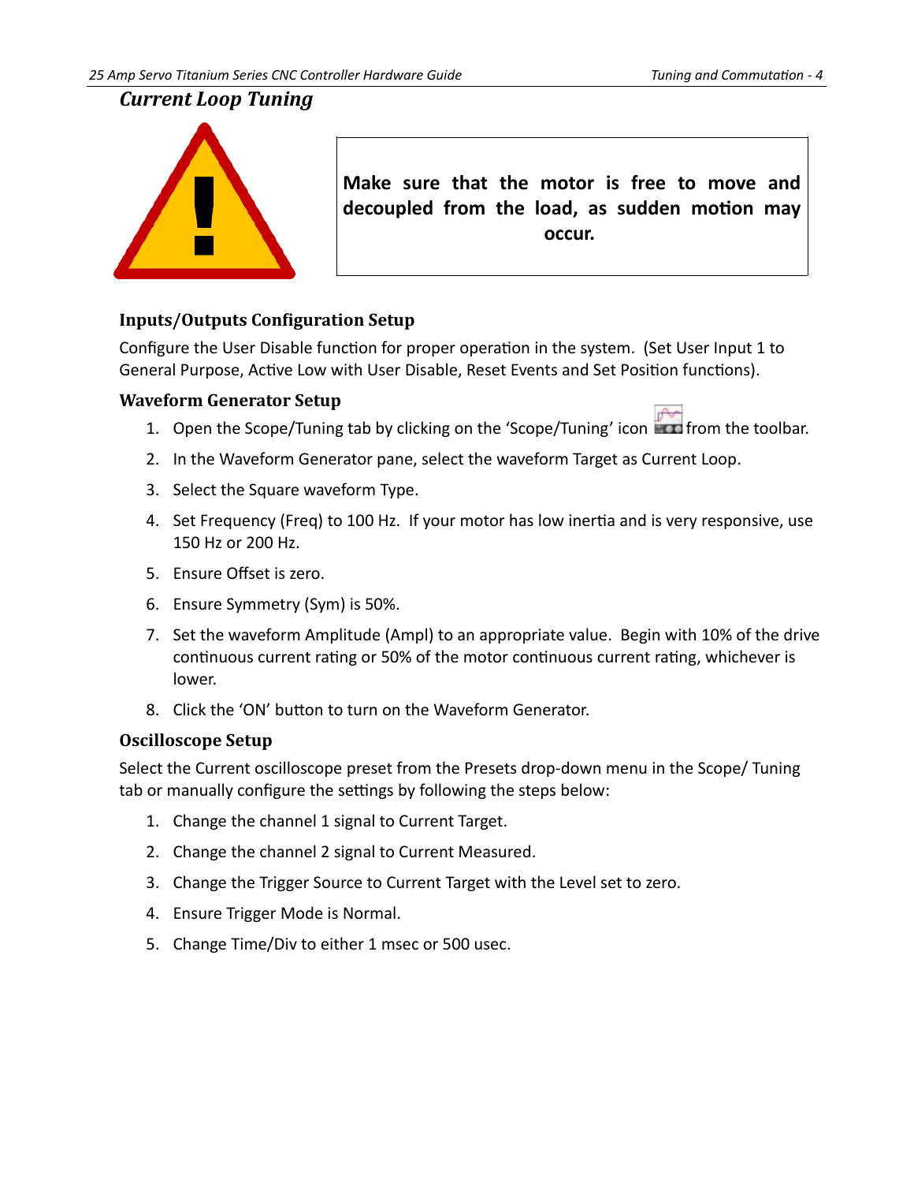## *Current Loop Tuning*

**Make sure that the motor is free to move and decoupled from the load, as sudden motion may occur.**

### Inputs/Outputs Configuration Setup

Configure the User Disable function for proper operation in the system. (Set User Input 1 to General Purpose, Active Low with User Disable, Reset Events and Set Position functions).

### Waveform Generator Setup

1. Open the Scope/Tuning tab by clicking on the 'Scope/Tuning' icon from the toolbar.
2. In the Waveform Generator pane, select the waveform Target as Current Loop.
3. Select the Square waveform Type.
4. Set Frequency (Freq) to 100 Hz. If your motor has low inertia and is very responsive, use 150 Hz or 200 Hz.
5. Ensure Offset is zero.
6. Ensure Symmetry (Sym) is 50%.
7. Set the waveform Amplitude (Ampl) to an appropriate value. Begin with 10% of the drive continuous current rating or 50% of the motor continuous current rating, whichever is lower.
8. Click the 'ON' button to turn on the Waveform Generator.

### Oscilloscope Setup

Select the Current oscilloscope preset from the Presets drop-down menu in the Scope/ Tuning tab or manually configure the settings by following the steps below:

1. Change the channel 1 signal to Current Target.
2. Change the channel 2 signal to Current Measured.
3. Change the Trigger Source to Current Target with the Level set to zero.
4. Ensure Trigger Mode is Normal.
5. Change Time/Div to either 1 msec or 500 usec.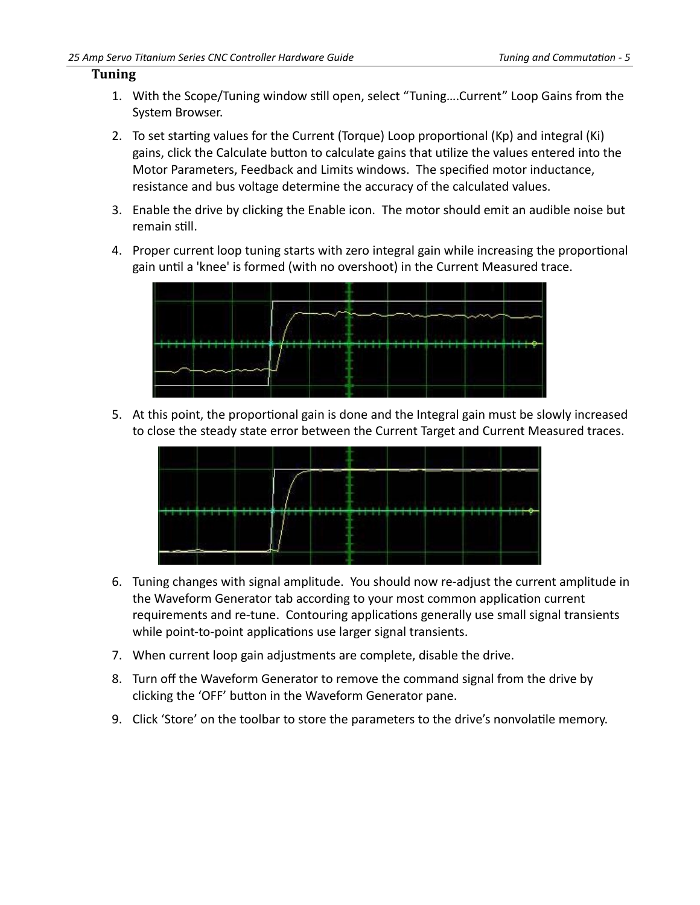## Tuning

1. With the Scope/Tuning window still open, select "Tuning….Current" Loop Gains from the System Browser.
2. To set starting values for the Current (Torque) Loop proportional (Kp) and integral (Ki) gains, click the Calculate button to calculate gains that utilize the values entered into the Motor Parameters, Feedback and Limits windows. The specified motor inductance, resistance and bus voltage determine the accuracy of the calculated values.
3. Enable the drive by clicking the Enable icon. The motor should emit an audible noise but remain still.
4. Proper current loop tuning starts with zero integral gain while increasing the proportional gain until a 'knee' is formed (with no overshoot) in the Current Measured trace.
5. At this point, the proportional gain is done and the Integral gain must be slowly increased to close the steady state error between the Current Target and Current Measured traces.
6. Tuning changes with signal amplitude. You should now re-adjust the current amplitude in the Waveform Generator tab according to your most common application current requirements and re-tune. Contouring applications generally use small signal transients while point-to-point applications use larger signal transients.
7. When current loop gain adjustments are complete, disable the drive.
8. Turn off the Waveform Generator to remove the command signal from the drive by clicking the 'OFF' button in the Waveform Generator pane.
9. Click 'Store' on the toolbar to store the parameters to the drive's nonvolatile memory.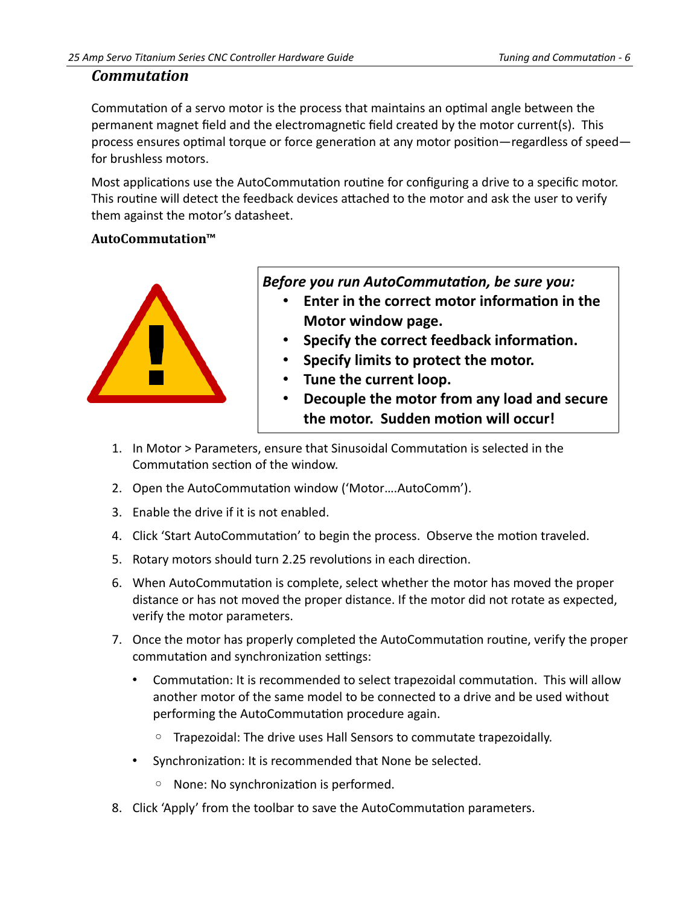## *Commutation*

Commutation of a servo motor is the process that maintains an optimal angle between the permanent magnet field and the electromagnetic field created by the motor current(s). This process ensures optimal torque or force generation at any motor position—regardless of speed—for brushless motors.

Most applications use the AutoCommutation routine for configuring a drive to a specific motor. This routine will detect the feedback devices attached to the motor and ask the user to verify them against the motor's datasheet.

### AutoCommutation™

***Before you run AutoCommutation, be sure you:***

- **Enter in the correct motor information in the Motor window page.**
- **Specify the correct feedback information.**
- **Specify limits to protect the motor.**
- **Tune the current loop.**
- **Decouple the motor from any load and secure the motor. Sudden motion will occur!**

1. In Motor > Parameters, ensure that Sinusoidal Commutation is selected in the Commutation section of the window.
2. Open the AutoCommutation window ('Motor….AutoComm').
3. Enable the drive if it is not enabled.
4. Click 'Start AutoCommutation' to begin the process. Observe the motion traveled.
5. Rotary motors should turn 2.25 revolutions in each direction.
6. When AutoCommutation is complete, select whether the motor has moved the proper distance or has not moved the proper distance. If the motor did not rotate as expected, verify the motor parameters.
7. Once the motor has properly completed the AutoCommutation routine, verify the proper commutation and synchronization settings:
   - Commutation: It is recommended to select trapezoidal commutation. This will allow another motor of the same model to be connected to a drive and be used without performing the AutoCommutation procedure again.
     - Trapezoidal: The drive uses Hall Sensors to commutate trapezoidally.
   - Synchronization: It is recommended that None be selected.
     - None: No synchronization is performed.
8. Click 'Apply' from the toolbar to save the AutoCommutation parameters.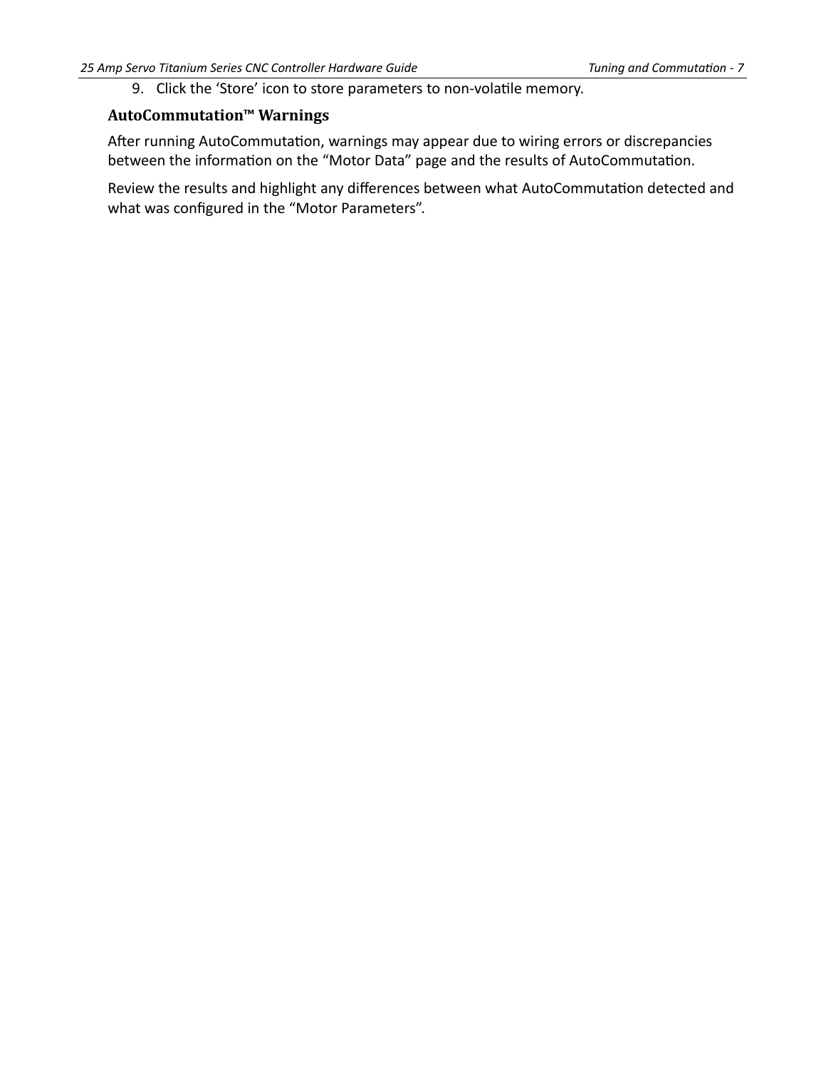9. Click the ‘Store’ icon to store parameters to non-volatile memory.

### AutoCommutation™ Warnings

After running AutoCommutation, warnings may appear due to wiring errors or discrepancies between the information on the “Motor Data” page and the results of AutoCommutation.

Review the results and highlight any differences between what AutoCommutation detected and what was configured in the “Motor Parameters”.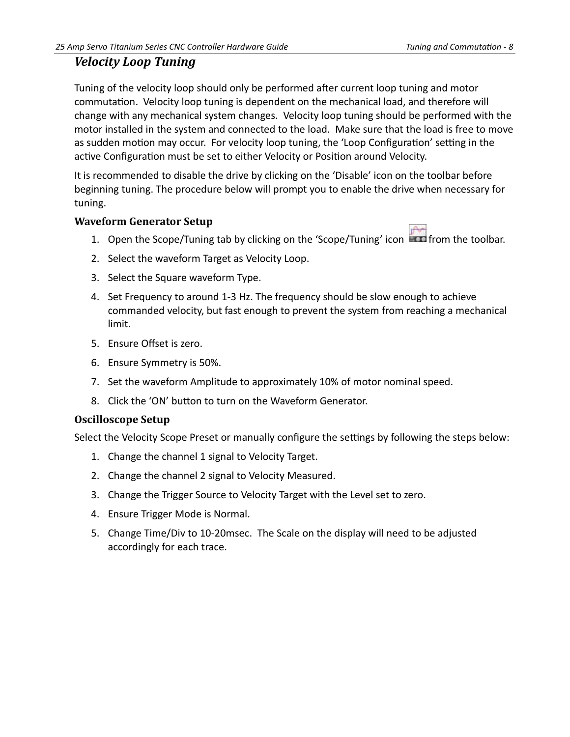## *Velocity Loop Tuning*

Tuning of the velocity loop should only be performed after current loop tuning and motor commutation. Velocity loop tuning is dependent on the mechanical load, and therefore will change with any mechanical system changes. Velocity loop tuning should be performed with the motor installed in the system and connected to the load. Make sure that the load is free to move as sudden motion may occur. For velocity loop tuning, the 'Loop Configuration' setting in the active Configuration must be set to either Velocity or Position around Velocity.

It is recommended to disable the drive by clicking on the 'Disable' icon on the toolbar before beginning tuning. The procedure below will prompt you to enable the drive when necessary for tuning.

### Waveform Generator Setup

1. Open the Scope/Tuning tab by clicking on the 'Scope/Tuning' icon from the toolbar.
2. Select the waveform Target as Velocity Loop.
3. Select the Square waveform Type.
4. Set Frequency to around 1-3 Hz. The frequency should be slow enough to achieve commanded velocity, but fast enough to prevent the system from reaching a mechanical limit.
5. Ensure Offset is zero.
6. Ensure Symmetry is 50%.
7. Set the waveform Amplitude to approximately 10% of motor nominal speed.
8. Click the 'ON' button to turn on the Waveform Generator.

### Oscilloscope Setup

Select the Velocity Scope Preset or manually configure the settings by following the steps below:

1. Change the channel 1 signal to Velocity Target.
2. Change the channel 2 signal to Velocity Measured.
3. Change the Trigger Source to Velocity Target with the Level set to zero.
4. Ensure Trigger Mode is Normal.
5. Change Time/Div to 10-20msec. The Scale on the display will need to be adjusted accordingly for each trace.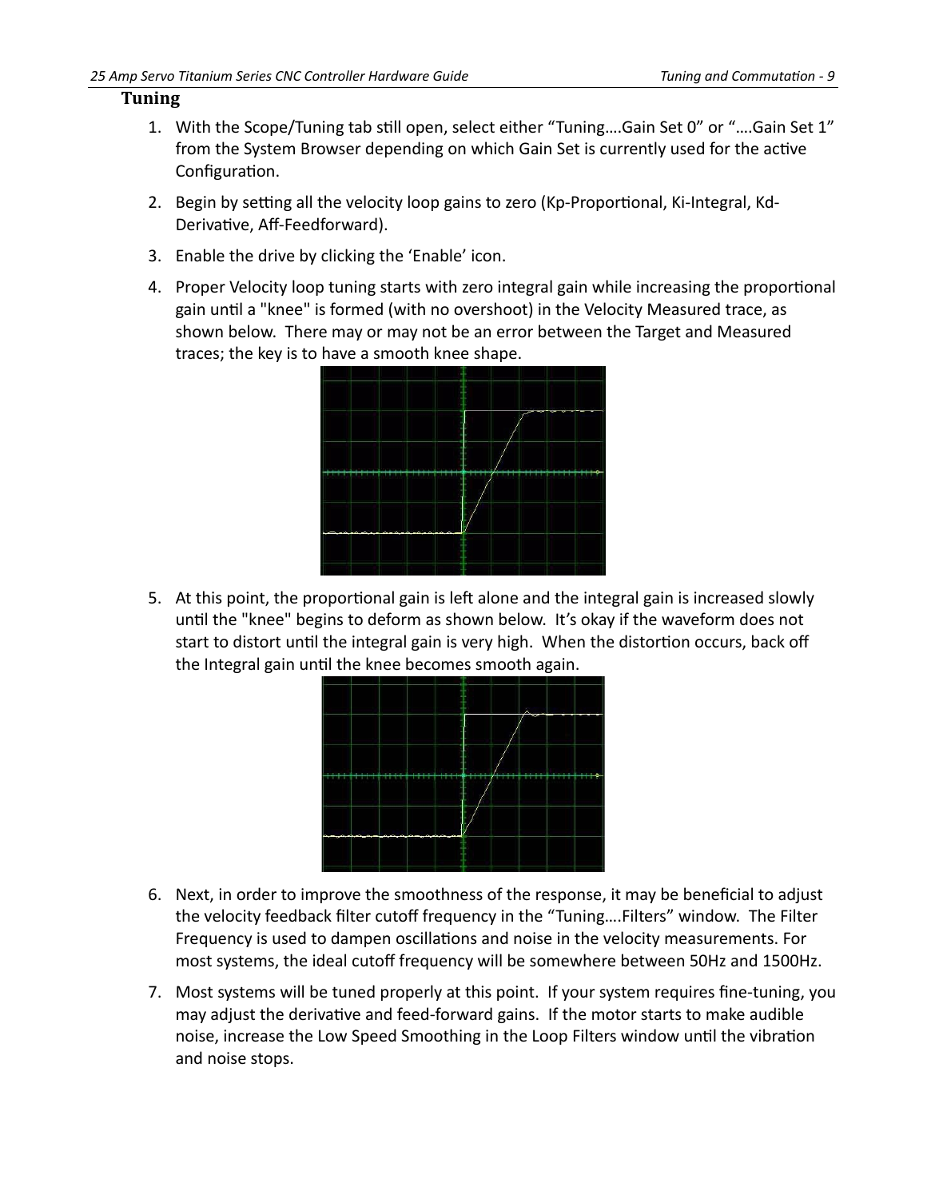## Tuning

1. With the Scope/Tuning tab still open, select either "Tuning….Gain Set 0" or "….Gain Set 1" from the System Browser depending on which Gain Set is currently used for the active Configuration.
2. Begin by setting all the velocity loop gains to zero (Kp-Proportional, Ki-Integral, Kd-Derivative, Aff-Feedforward).
3. Enable the drive by clicking the 'Enable' icon.
4. Proper Velocity loop tuning starts with zero integral gain while increasing the proportional gain until a "knee" is formed (with no overshoot) in the Velocity Measured trace, as shown below. There may or may not be an error between the Target and Measured traces; the key is to have a smooth knee shape.
5. At this point, the proportional gain is left alone and the integral gain is increased slowly until the "knee" begins to deform as shown below. It's okay if the waveform does not start to distort until the integral gain is very high. When the distortion occurs, back off the Integral gain until the knee becomes smooth again.
6. Next, in order to improve the smoothness of the response, it may be beneficial to adjust the velocity feedback filter cutoff frequency in the "Tuning….Filters" window. The Filter Frequency is used to dampen oscillations and noise in the velocity measurements. For most systems, the ideal cutoff frequency will be somewhere between 50Hz and 1500Hz.
7. Most systems will be tuned properly at this point. If your system requires fine-tuning, you may adjust the derivative and feed-forward gains. If the motor starts to make audible noise, increase the Low Speed Smoothing in the Loop Filters window until the vibration and noise stops.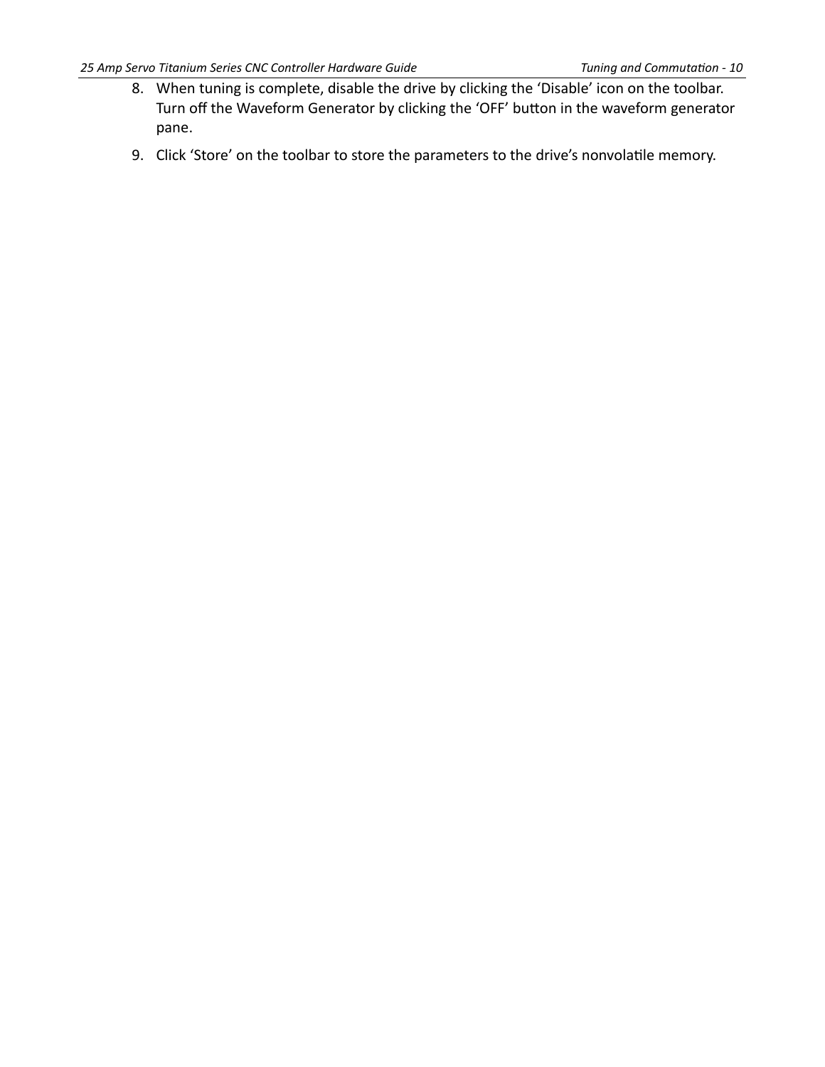8. When tuning is complete, disable the drive by clicking the 'Disable' icon on the toolbar. Turn off the Waveform Generator by clicking the 'OFF' button in the waveform generator pane.
9. Click 'Store' on the toolbar to store the parameters to the drive's nonvolatile memory.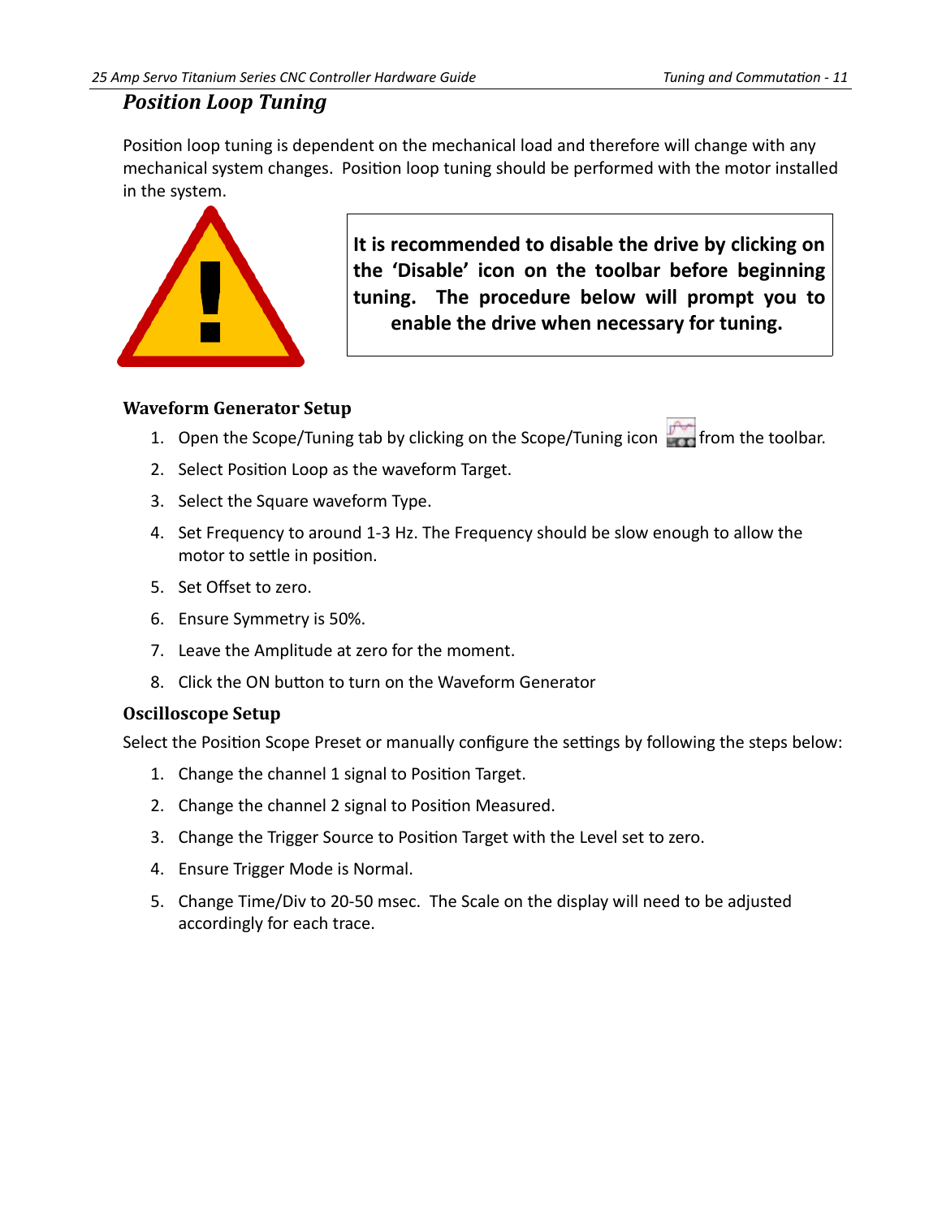## *Position Loop Tuning*

Position loop tuning is dependent on the mechanical load and therefore will change with any mechanical system changes. Position loop tuning should be performed with the motor installed in the system.

**It is recommended to disable the drive by clicking on the 'Disable' icon on the toolbar before beginning tuning. The procedure below will prompt you to enable the drive when necessary for tuning.**

### Waveform Generator Setup

1. Open the Scope/Tuning tab by clicking on the Scope/Tuning icon from the toolbar.
2. Select Position Loop as the waveform Target.
3. Select the Square waveform Type.
4. Set Frequency to around 1-3 Hz. The Frequency should be slow enough to allow the motor to settle in position.
5. Set Offset to zero.
6. Ensure Symmetry is 50%.
7. Leave the Amplitude at zero for the moment.
8. Click the ON button to turn on the Waveform Generator

### Oscilloscope Setup

Select the Position Scope Preset or manually configure the settings by following the steps below:

1. Change the channel 1 signal to Position Target.
2. Change the channel 2 signal to Position Measured.
3. Change the Trigger Source to Position Target with the Level set to zero.
4. Ensure Trigger Mode is Normal.
5. Change Time/Div to 20-50 msec. The Scale on the display will need to be adjusted accordingly for each trace.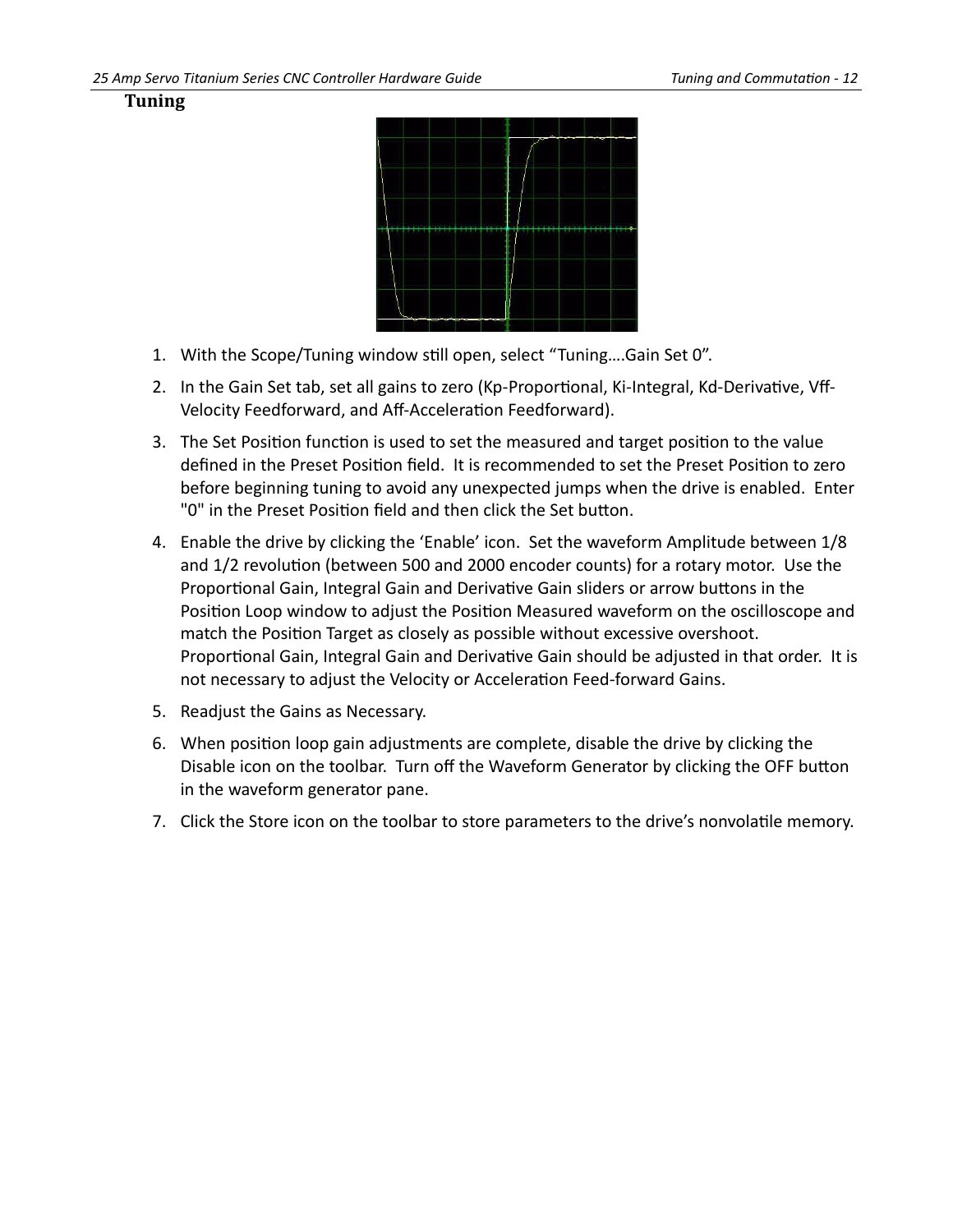## Tuning

1. With the Scope/Tuning window still open, select "Tuning….Gain Set 0".
2. In the Gain Set tab, set all gains to zero (Kp-Proportional, Ki-Integral, Kd-Derivative, Vff-Velocity Feedforward, and Aff-Acceleration Feedforward).
3. The Set Position function is used to set the measured and target position to the value defined in the Preset Position field. It is recommended to set the Preset Position to zero before beginning tuning to avoid any unexpected jumps when the drive is enabled. Enter "0" in the Preset Position field and then click the Set button.
4. Enable the drive by clicking the 'Enable' icon. Set the waveform Amplitude between 1/8 and 1/2 revolution (between 500 and 2000 encoder counts) for a rotary motor. Use the Proportional Gain, Integral Gain and Derivative Gain sliders or arrow buttons in the Position Loop window to adjust the Position Measured waveform on the oscilloscope and match the Position Target as closely as possible without excessive overshoot. Proportional Gain, Integral Gain and Derivative Gain should be adjusted in that order. It is not necessary to adjust the Velocity or Acceleration Feed-forward Gains.
5. Readjust the Gains as Necessary.
6. When position loop gain adjustments are complete, disable the drive by clicking the Disable icon on the toolbar. Turn off the Waveform Generator by clicking the OFF button in the waveform generator pane.
7. Click the Store icon on the toolbar to store parameters to the drive's nonvolatile memory.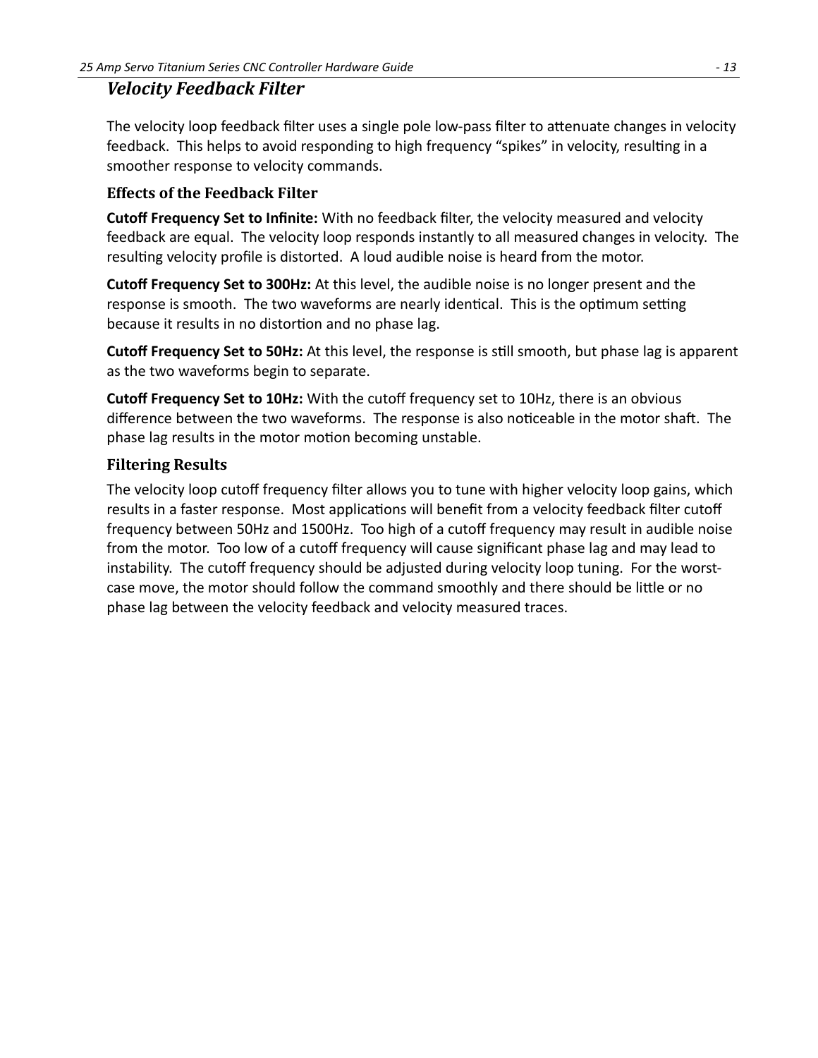## *Velocity Feedback Filter*

The velocity loop feedback filter uses a single pole low-pass filter to attenuate changes in velocity feedback. This helps to avoid responding to high frequency "spikes" in velocity, resulting in a smoother response to velocity commands.

### Effects of the Feedback Filter

**Cutoff Frequency Set to Infinite:** With no feedback filter, the velocity measured and velocity feedback are equal. The velocity loop responds instantly to all measured changes in velocity. The resulting velocity profile is distorted. A loud audible noise is heard from the motor.

**Cutoff Frequency Set to 300Hz:** At this level, the audible noise is no longer present and the response is smooth. The two waveforms are nearly identical. This is the optimum setting because it results in no distortion and no phase lag.

**Cutoff Frequency Set to 50Hz:** At this level, the response is still smooth, but phase lag is apparent as the two waveforms begin to separate.

**Cutoff Frequency Set to 10Hz:** With the cutoff frequency set to 10Hz, there is an obvious difference between the two waveforms. The response is also noticeable in the motor shaft. The phase lag results in the motor motion becoming unstable.

### Filtering Results

The velocity loop cutoff frequency filter allows you to tune with higher velocity loop gains, which results in a faster response. Most applications will benefit from a velocity feedback filter cutoff frequency between 50Hz and 1500Hz. Too high of a cutoff frequency may result in audible noise from the motor. Too low of a cutoff frequency will cause significant phase lag and may lead to instability. The cutoff frequency should be adjusted during velocity loop tuning. For the worst-case move, the motor should follow the command smoothly and there should be little or no phase lag between the velocity feedback and velocity measured traces.